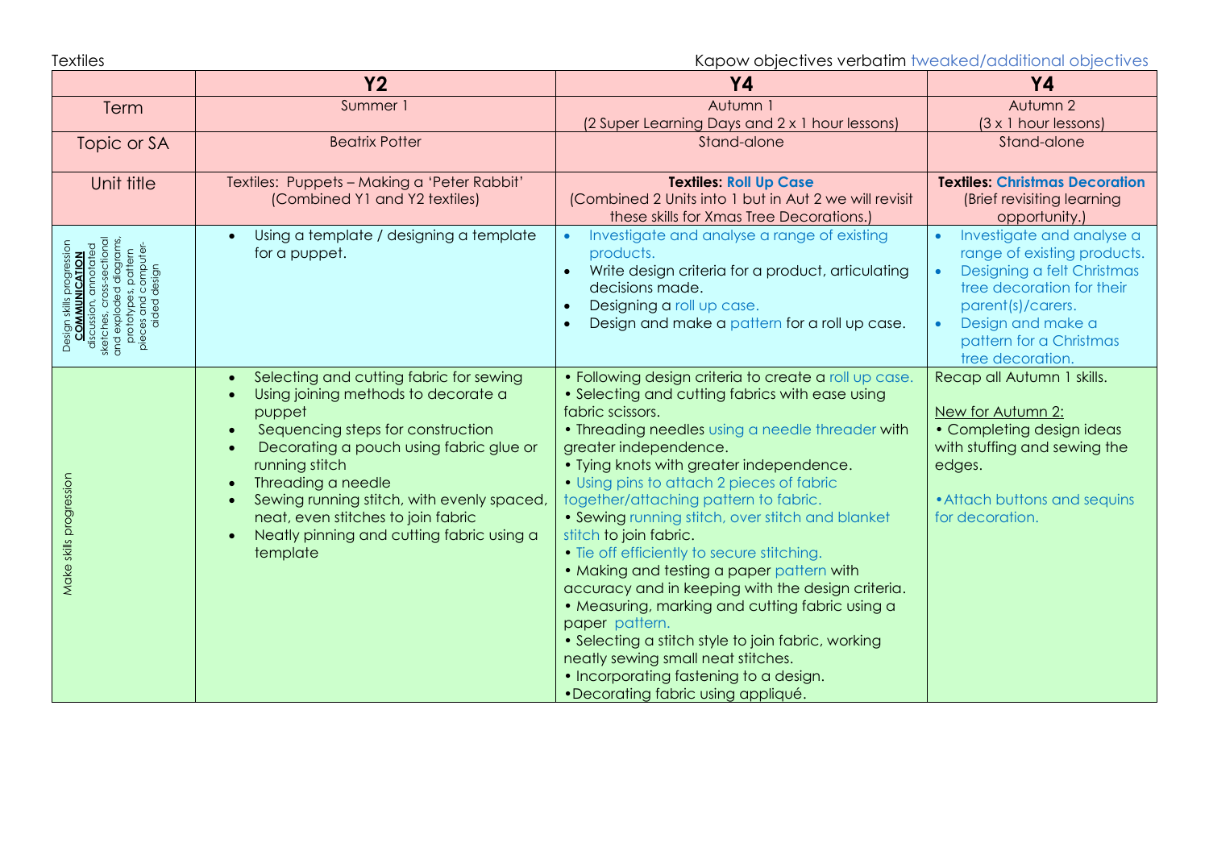Textiles

Kapow objectives verbatim tweaked/additional objectives

| | Y2 | Y4 | Y4 |
|---|---|---|---|
| Term | Summer 1 | Autumn 1<br>(2 Super Learning Days and 2 x 1 hour lessons) | Autumn 2<br>(3 x 1 hour lessons) |
| Topic or SA | Beatrix Potter | Stand-alone | Stand-alone |
| Unit title | Textiles: Puppets – Making a 'Peter Rabbit'<br>(Combined Y1 and Y2 textiles) | **Textiles: Roll Up Case**<br>(Combined 2 Units into 1 but in Aut 2 we will revisit these skills for Xmas Tree Decorations.) | **Textiles: Christmas Decoration**<br>(Brief revisiting learning opportunity.) |
| Design skills progression **COMMUNICATION** discussion, annotated sketches, cross-sectional and exploded diagrams, prototypes, pattern pieces and computer-aided design | • Using a template / designing a template for a puppet. | • Investigate and analyse a range of existing products.<br>• Write design criteria for a product, articulating decisions made.<br>• Designing a roll up case.<br>• Design and make a pattern for a roll up case. | • Investigate and analyse a range of existing products.<br>• Designing a felt Christmas tree decoration for their parent(s)/carers.<br>• Design and make a pattern for a Christmas tree decoration. |
| Make skills progression | • Selecting and cutting fabric for sewing<br>• Using joining methods to decorate a puppet<br>• Sequencing steps for construction<br>• Decorating a pouch using fabric glue or running stitch<br>• Threading a needle<br>• Sewing running stitch, with evenly spaced, neat, even stitches to join fabric<br>• Neatly pinning and cutting fabric using a template | • Following design criteria to create a roll up case.<br>• Selecting and cutting fabrics with ease using fabric scissors.<br>• Threading needles using a needle threader with greater independence.<br>• Tying knots with greater independence.<br>• Using pins to attach 2 pieces of fabric together/attaching pattern to fabric.<br>• Sewing running stitch, over stitch and blanket stitch to join fabric.<br>• Tie off efficiently to secure stitching.<br>• Making and testing a paper pattern with accuracy and in keeping with the design criteria.<br>• Measuring, marking and cutting fabric using a paper pattern.<br>• Selecting a stitch style to join fabric, working neatly sewing small neat stitches.<br>• Incorporating fastening to a design.<br>• Decorating fabric using appliqué. | Recap all Autumn 1 skills.<br><br>New for Autumn 2:<br>• Completing design ideas with stuffing and sewing the edges.<br><br>• Attach buttons and sequins for decoration. |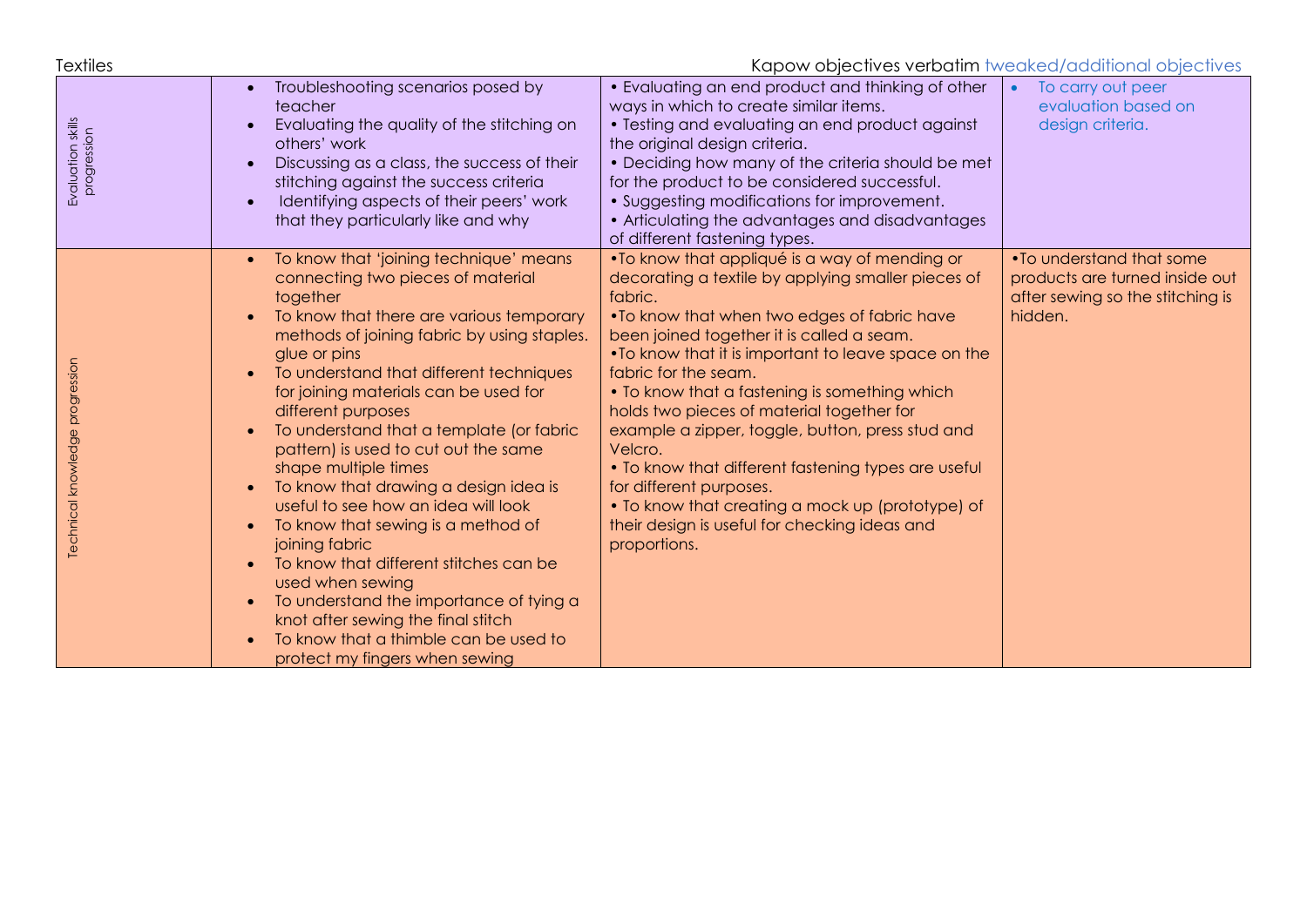Textiles

Kapow objectives verbatim tweaked/additional objectives

| | | | |
|---|---|---|---|
| Evaluation skills progression | • Troubleshooting scenarios posed by teacher<br>• Evaluating the quality of the stitching on others' work<br>• Discussing as a class, the success of their stitching against the success criteria<br>• Identifying aspects of their peers' work that they particularly like and why | • Evaluating an end product and thinking of other ways in which to create similar items.<br>• Testing and evaluating an end product against the original design criteria.<br>• Deciding how many of the criteria should be met for the product to be considered successful.<br>• Suggesting modifications for improvement.<br>• Articulating the advantages and disadvantages of different fastening types. | • To carry out peer evaluation based on design criteria. |
| Technical knowledge progression | • To know that 'joining technique' means connecting two pieces of material together<br>• To know that there are various temporary methods of joining fabric by using staples. glue or pins<br>• To understand that different techniques for joining materials can be used for different purposes<br>• To understand that a template (or fabric pattern) is used to cut out the same shape multiple times<br>• To know that drawing a design idea is useful to see how an idea will look<br>• To know that sewing is a method of joining fabric<br>• To know that different stitches can be used when sewing<br>• To understand the importance of tying a knot after sewing the final stitch<br>• To know that a thimble can be used to protect my fingers when sewing | • To know that appliqué is a way of mending or decorating a textile by applying smaller pieces of fabric.<br>• To know that when two edges of fabric have been joined together it is called a seam.<br>• To know that it is important to leave space on the fabric for the seam.<br>• To know that a fastening is something which holds two pieces of material together for example a zipper, toggle, button, press stud and Velcro.<br>• To know that different fastening types are useful for different purposes.<br>• To know that creating a mock up (prototype) of their design is useful for checking ideas and proportions. | • To understand that some products are turned inside out after sewing so the stitching is hidden. |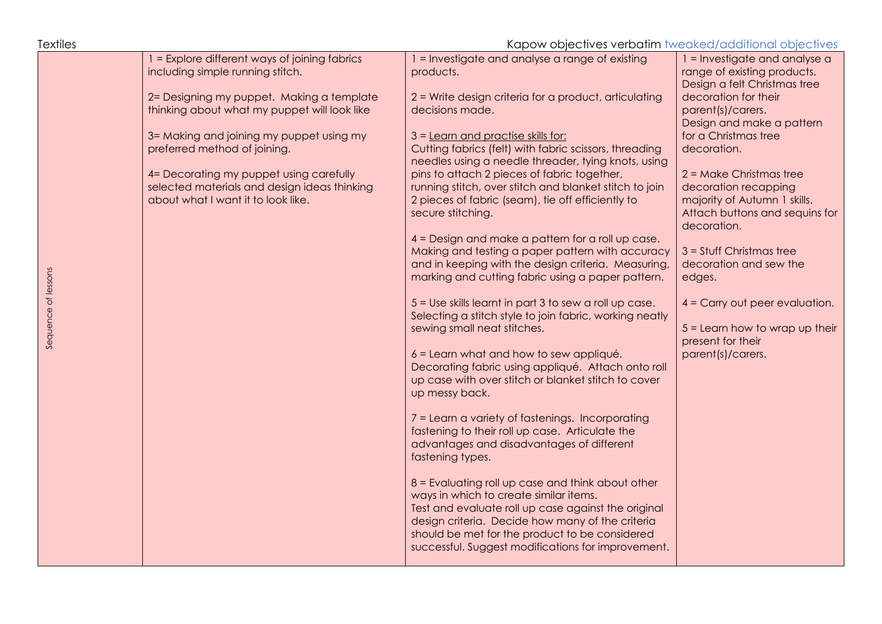Textiles

Kapow objectives verbatim tweaked/additional objectives

| Sequence of lessons | 1 = Explore different ways of joining fabrics including simple running stitch.<br><br>2= Designing my puppet. Making a template thinking about what my puppet will look like<br><br>3= Making and joining my puppet using my preferred method of joining.<br><br>4= Decorating my puppet using carefully selected materials and design ideas thinking about what I want it to look like. | 1 = Investigate and analyse a range of existing products.<br><br>2 = Write design criteria for a product, articulating decisions made.<br><br>3 = Learn and practise skills for:<br>Cutting fabrics (felt) with fabric scissors, threading needles using a needle threader, tying knots, using pins to attach 2 pieces of fabric together, running stitch, over stitch and blanket stitch to join 2 pieces of fabric (seam), tie off efficiently to secure stitching.<br><br>4 = Design and make a pattern for a roll up case. Making and testing a paper pattern with accuracy and in keeping with the design criteria. Measuring, marking and cutting fabric using a paper pattern.<br><br>5 = Use skills learnt in part 3 to sew a roll up case. Selecting a stitch style to join fabric, working neatly sewing small neat stitches.<br><br>6 = Learn what and how to sew appliqué. Decorating fabric using appliqué. Attach onto roll up case with over stitch or blanket stitch to cover up messy back.<br><br>7 = Learn a variety of fastenings. Incorporating fastening to their roll up case. Articulate the advantages and disadvantages of different fastening types.<br><br>8 = Evaluating roll up case and think about other ways in which to create similar items.<br>Test and evaluate roll up case against the original design criteria. Decide how many of the criteria should be met for the product to be considered successful. Suggest modifications for improvement. | 1 = Investigate and analyse a range of existing products.<br>Design a felt Christmas tree decoration for their parent(s)/carers.<br>Design and make a pattern for a Christmas tree decoration.<br><br>2 = Make Christmas tree decoration recapping majority of Autumn 1 skills.<br>Attach buttons and sequins for decoration.<br><br>3 = Stuff Christmas tree decoration and sew the edges.<br><br>4 = Carry out peer evaluation.<br><br>5 = Learn how to wrap up their present for their parent(s)/carers. |
|---|---|---|---|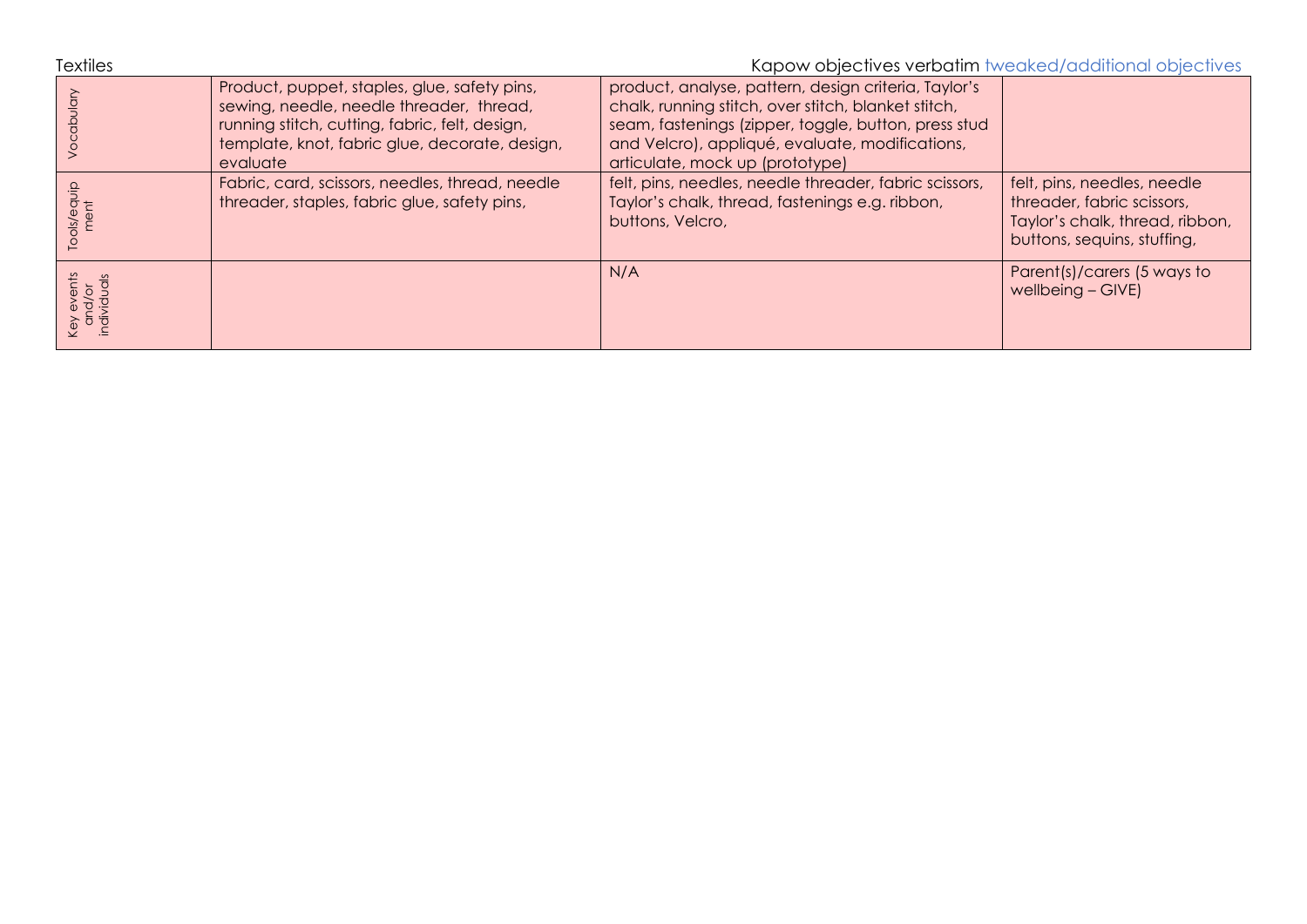Textiles

Kapow objectives verbatim tweaked/additional objectives

| | | | |
|---|---|---|---|
| Vocabulary | Product, puppet, staples, glue, safety pins, sewing, needle, needle threader, thread, running stitch, cutting, fabric, felt, design, template, knot, fabric glue, decorate, design, evaluate | product, analyse, pattern, design criteria, Taylor's chalk, running stitch, over stitch, blanket stitch, seam, fastenings (zipper, toggle, button, press stud and Velcro), appliqué, evaluate, modifications, articulate, mock up (prototype) | |
| Tools/equipment | Fabric, card, scissors, needles, thread, needle threader, staples, fabric glue, safety pins, | felt, pins, needles, needle threader, fabric scissors, Taylor's chalk, thread, fastenings e.g. ribbon, buttons, Velcro, | felt, pins, needles, needle threader, fabric scissors, Taylor's chalk, thread, ribbon, buttons, sequins, stuffing, |
| Key events and/or individuals | | N/A | Parent(s)/carers (5 ways to wellbeing – GIVE) |